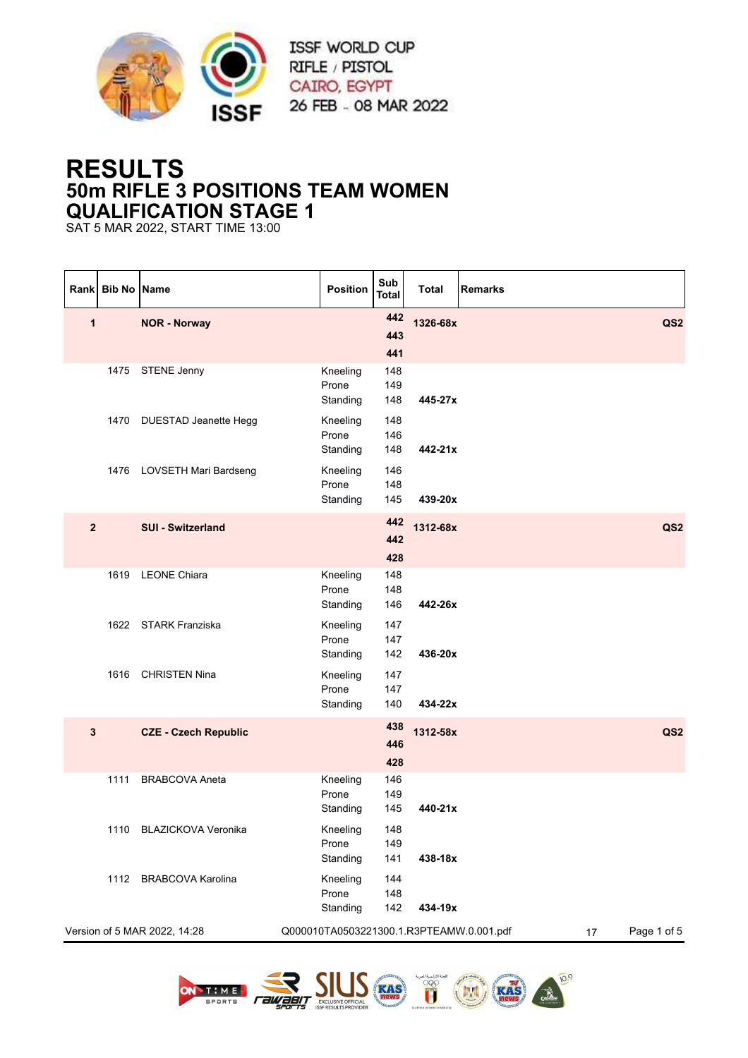ISSF WORLD CUP
RIFLE / PISTOL
CAIRO, EGYPT
26 FEB - 08 MAR 2022

# RESULTS
## 50m RIFLE 3 POSITIONS TEAM WOMEN
## QUALIFICATION STAGE 1

SAT 5 MAR 2022, START TIME 13:00

| Rank | Bib No | Name | Position | Sub Total | Total | Remarks |
|---|---|---|---|---|---|---|
| **1** | | **NOR - Norway** | | **442**<br>**443**<br>**441** | **1326-68x** | **QS2** |
| | 1475 | STENE Jenny | Kneeling<br>Prone<br>Standing | 148<br>149<br>148 | **445-27x** | |
| | 1470 | DUESTAD Jeanette Hegg | Kneeling<br>Prone<br>Standing | 148<br>146<br>148 | **442-21x** | |
| | 1476 | LOVSETH Mari Bardseng | Kneeling<br>Prone<br>Standing | 146<br>148<br>145 | **439-20x** | |
| **2** | | **SUI - Switzerland** | | **442**<br>**442**<br>**428** | **1312-68x** | **QS2** |
| | 1619 | LEONE Chiara | Kneeling<br>Prone<br>Standing | 148<br>148<br>146 | **442-26x** | |
| | 1622 | STARK Franziska | Kneeling<br>Prone<br>Standing | 147<br>147<br>142 | **436-20x** | |
| | 1616 | CHRISTEN Nina | Kneeling<br>Prone<br>Standing | 147<br>147<br>140 | **434-22x** | |
| **3** | | **CZE - Czech Republic** | | **438**<br>**446**<br>**428** | **1312-58x** | **QS2** |
| | 1111 | BRABCOVA Aneta | Kneeling<br>Prone<br>Standing | 146<br>149<br>145 | **440-21x** | |
| | 1110 | BLAZICKOVA Veronika | Kneeling<br>Prone<br>Standing | 148<br>149<br>141 | **438-18x** | |
| | 1112 | BRABCOVA Karolina | Kneeling<br>Prone<br>Standing | 144<br>148<br>142 | **434-19x** | |

Version of 5 MAR 2022, 14:28 Q000010TA0503221300.1.R3PTEAMW.0.001.pdf 17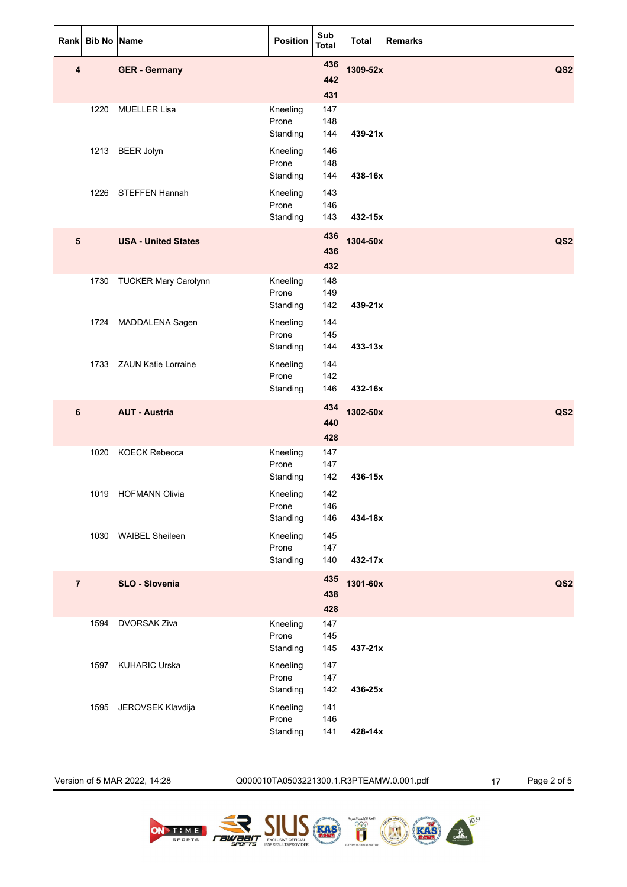| Rank | Bib No | Name | Position | Sub Total | Total | Remarks |
|---|---|---|---|---|---|---|
| **4** | | **GER - Germany** | | **436** | **1309-52x** | **QS2** |
| | | | | **442** | | |
| | | | | **431** | | |
| | 1220 | MUELLER Lisa | Kneeling | 147 | | |
| | | | Prone | 148 | | |
| | | | Standing | 144 | **439-21x** | |
| | 1213 | BEER Jolyn | Kneeling | 146 | | |
| | | | Prone | 148 | | |
| | | | Standing | 144 | **438-16x** | |
| | 1226 | STEFFEN Hannah | Kneeling | 143 | | |
| | | | Prone | 146 | | |
| | | | Standing | 143 | **432-15x** | |
| **5** | | **USA - United States** | | **436** | **1304-50x** | **QS2** |
| | | | | **436** | | |
| | | | | **432** | | |
| | 1730 | TUCKER Mary Carolynn | Kneeling | 148 | | |
| | | | Prone | 149 | | |
| | | | Standing | 142 | **439-21x** | |
| | 1724 | MADDALENA Sagen | Kneeling | 144 | | |
| | | | Prone | 145 | | |
| | | | Standing | 144 | **433-13x** | |
| | 1733 | ZAUN Katie Lorraine | Kneeling | 144 | | |
| | | | Prone | 142 | | |
| | | | Standing | 146 | **432-16x** | |
| **6** | | **AUT - Austria** | | **434** | **1302-50x** | **QS2** |
| | | | | **440** | | |
| | | | | **428** | | |
| | 1020 | KOECK Rebecca | Kneeling | 147 | | |
| | | | Prone | 147 | | |
| | | | Standing | 142 | **436-15x** | |
| | 1019 | HOFMANN Olivia | Kneeling | 142 | | |
| | | | Prone | 146 | | |
| | | | Standing | 146 | **434-18x** | |
| | 1030 | WAIBEL Sheileen | Kneeling | 145 | | |
| | | | Prone | 147 | | |
| | | | Standing | 140 | **432-17x** | |
| **7** | | **SLO - Slovenia** | | **435** | **1301-60x** | **QS2** |
| | | | | **438** | | |
| | | | | **428** | | |
| | 1594 | DVORSAK Ziva | Kneeling | 147 | | |
| | | | Prone | 145 | | |
| | | | Standing | 145 | **437-21x** | |
| | 1597 | KUHARIC Urska | Kneeling | 147 | | |
| | | | Prone | 147 | | |
| | | | Standing | 142 | **436-25x** | |
| | 1595 | JEROVSEK Klavdija | Kneeling | 141 | | |
| | | | Prone | 146 | | |
| | | | Standing | 141 | **428-14x** | |

Version of 5 MAR 2022, 14:28 Q000010TA0503221300.1.R3PTEAMW.0.001.pdf 17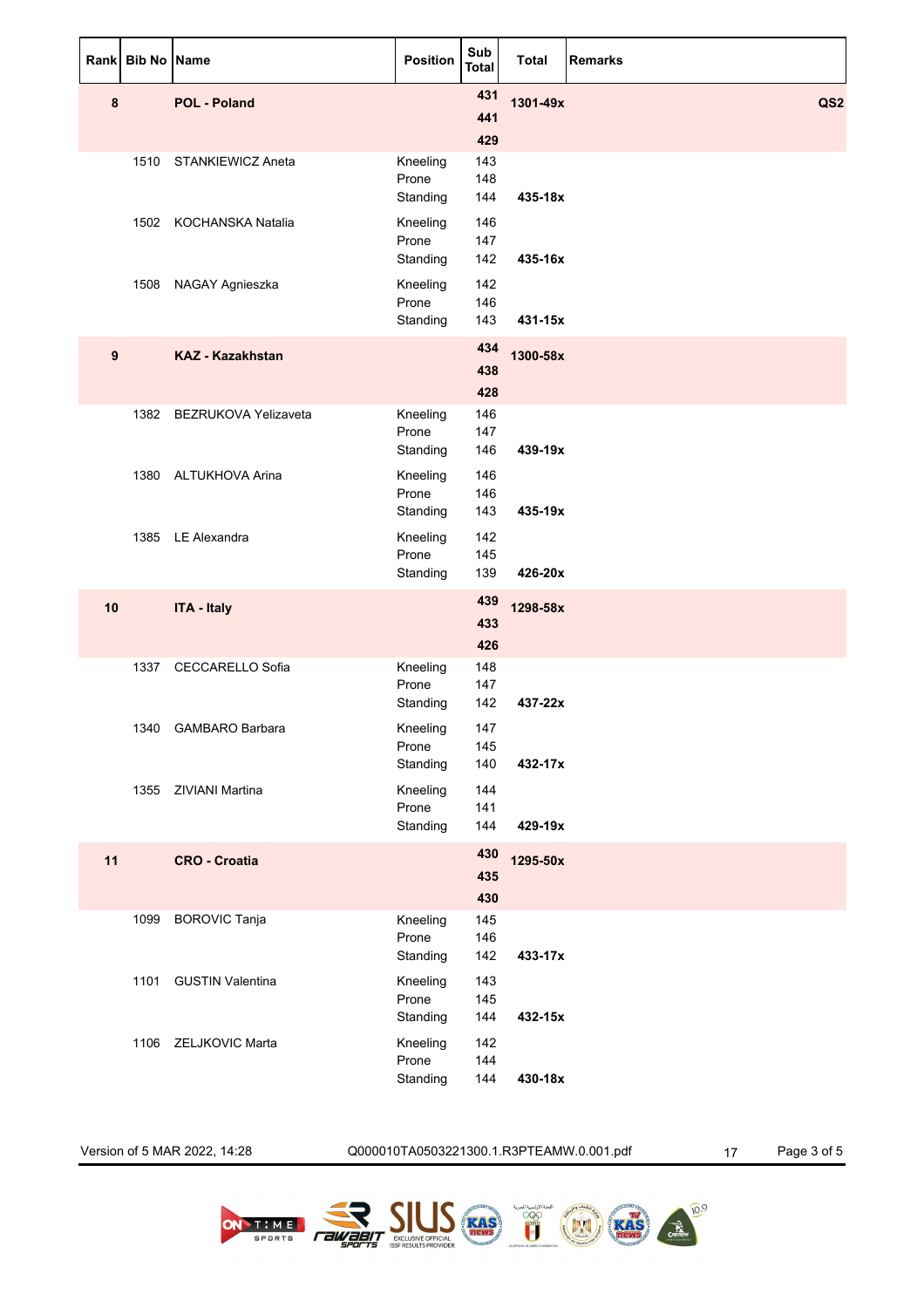| Rank | Bib No | Name | Position | Sub Total | Total | Remarks |
|---|---|---|---|---|---|---|
| **8** | | **POL - Poland** | | **431** **441** **429** | **1301-49x** | **QS2** |
| | 1510 | STANKIEWICZ Aneta | Kneeling Prone Standing | 143 148 144 | **435-18x** | |
| | 1502 | KOCHANSKA Natalia | Kneeling Prone Standing | 146 147 142 | **435-16x** | |
| | 1508 | NAGAY Agnieszka | Kneeling Prone Standing | 142 146 143 | **431-15x** | |
| **9** | | **KAZ - Kazakhstan** | | **434** **438** **428** | **1300-58x** | |
| | 1382 | BEZRUKOVA Yelizaveta | Kneeling Prone Standing | 146 147 146 | **439-19x** | |
| | 1380 | ALTUKHOVA Arina | Kneeling Prone Standing | 146 146 143 | **435-19x** | |
| | 1385 | LE Alexandra | Kneeling Prone Standing | 142 145 139 | **426-20x** | |
| **10** | | **ITA - Italy** | | **439** **433** **426** | **1298-58x** | |
| | 1337 | CECCARELLO Sofia | Kneeling Prone Standing | 148 147 142 | **437-22x** | |
| | 1340 | GAMBARO Barbara | Kneeling Prone Standing | 147 145 140 | **432-17x** | |
| | 1355 | ZIVIANI Martina | Kneeling Prone Standing | 144 141 144 | **429-19x** | |
| **11** | | **CRO - Croatia** | | **430** **435** **430** | **1295-50x** | |
| | 1099 | BOROVIC Tanja | Kneeling Prone Standing | 145 146 142 | **433-17x** | |
| | 1101 | GUSTIN Valentina | Kneeling Prone Standing | 143 145 144 | **432-15x** | |
| | 1106 | ZELJKOVIC Marta | Kneeling Prone Standing | 142 144 144 | **430-18x** | |

Version of 5 MAR 2022, 14:28 Q000010TA0503221300.1.R3PTEAMW.0.001.pdf 17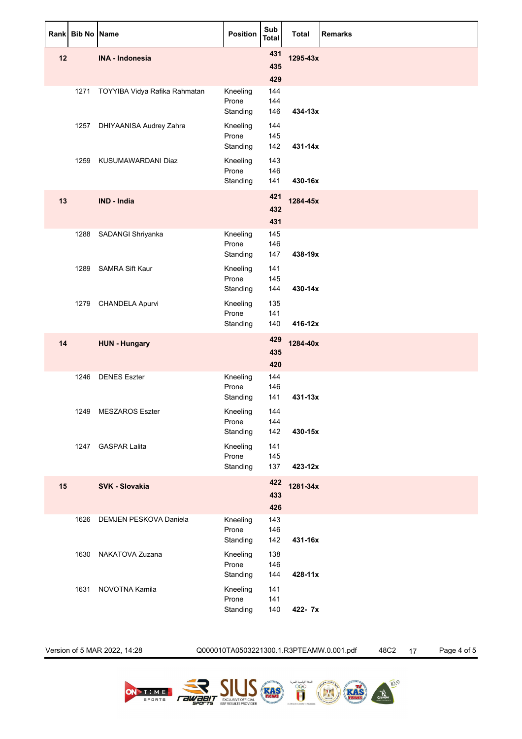| Rank | Bib No | Name | Position | Sub Total | Total | Remarks |
|---|---|---|---|---|---|---|
| **12** | | **INA - Indonesia** | | **431** | **1295-43x** | |
| | | | | **435** | | |
| | | | | **429** | | |
| | 1271 | TOYYIBA Vidya Rafika Rahmatan | Kneeling | 144 | | |
| | | | Prone | 144 | | |
| | | | Standing | 146 | **434-13x** | |
| | 1257 | DHIYAANISA Audrey Zahra | Kneeling | 144 | | |
| | | | Prone | 145 | | |
| | | | Standing | 142 | **431-14x** | |
| | 1259 | KUSUMAWARDANI Diaz | Kneeling | 143 | | |
| | | | Prone | 146 | | |
| | | | Standing | 141 | **430-16x** | |
| **13** | | **IND - India** | | **421** | **1284-45x** | |
| | | | | **432** | | |
| | | | | **431** | | |
| | 1288 | SADANGI Shriyanka | Kneeling | 145 | | |
| | | | Prone | 146 | | |
| | | | Standing | 147 | **438-19x** | |
| | 1289 | SAMRA Sift Kaur | Kneeling | 141 | | |
| | | | Prone | 145 | | |
| | | | Standing | 144 | **430-14x** | |
| | 1279 | CHANDELA Apurvi | Kneeling | 135 | | |
| | | | Prone | 141 | | |
| | | | Standing | 140 | **416-12x** | |
| **14** | | **HUN - Hungary** | | **429** | **1284-40x** | |
| | | | | **435** | | |
| | | | | **420** | | |
| | 1246 | DENES Eszter | Kneeling | 144 | | |
| | | | Prone | 146 | | |
| | | | Standing | 141 | **431-13x** | |
| | 1249 | MESZAROS Eszter | Kneeling | 144 | | |
| | | | Prone | 144 | | |
| | | | Standing | 142 | **430-15x** | |
| | 1247 | GASPAR Lalita | Kneeling | 141 | | |
| | | | Prone | 145 | | |
| | | | Standing | 137 | **423-12x** | |
| **15** | | **SVK - Slovakia** | | **422** | **1281-34x** | |
| | | | | **433** | | |
| | | | | **426** | | |
| | 1626 | DEMJEN PESKOVA Daniela | Kneeling | 143 | | |
| | | | Prone | 146 | | |
| | | | Standing | 142 | **431-16x** | |
| | 1630 | NAKATOVA Zuzana | Kneeling | 138 | | |
| | | | Prone | 146 | | |
| | | | Standing | 144 | **428-11x** | |
| | 1631 | NOVOTNA Kamila | Kneeling | 141 | | |
| | | | Prone | 141 | | |
| | | | Standing | 140 | **422- 7x** | |

Version of 5 MAR 2022, 14:28 Q000010TA0503221300.1.R3PTEAMW.0.001.pdf 48C2 17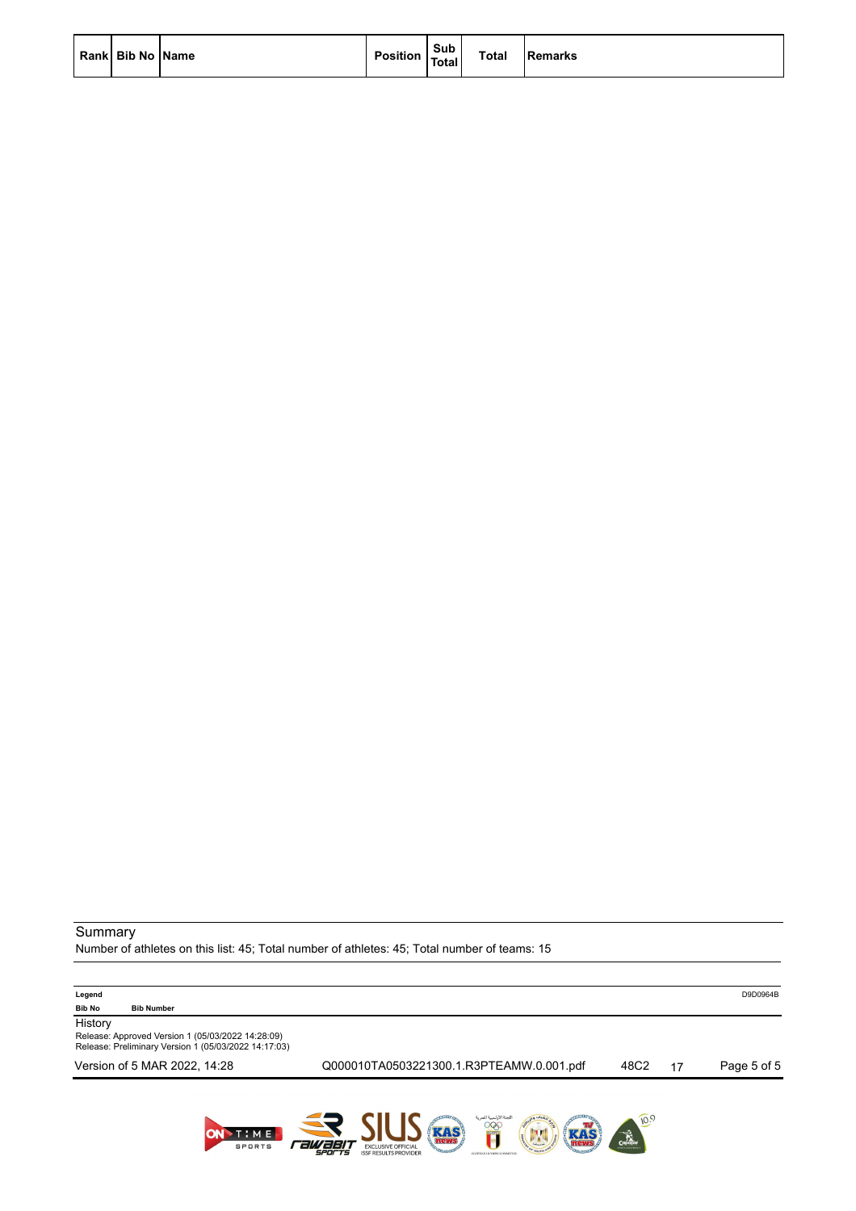| Rank | Bib No | Name | Position | Sub Total | Total | Remarks |
|---|---|---|---|---|---|---|

Summary

Number of athletes on this list: 45; Total number of athletes: 45; Total number of teams: 15

**Legend**

| | |
|---|---|
| **Bib No** | **Bib Number** |

History

Release: Approved Version 1 (05/03/2022 14:28:09)
Release: Preliminary Version 1 (05/03/2022 14:17:03)

Version of 5 MAR 2022, 14:28 Q000010TA0503221300.1.R3PTEAMW.0.001.pdf 48C2 17